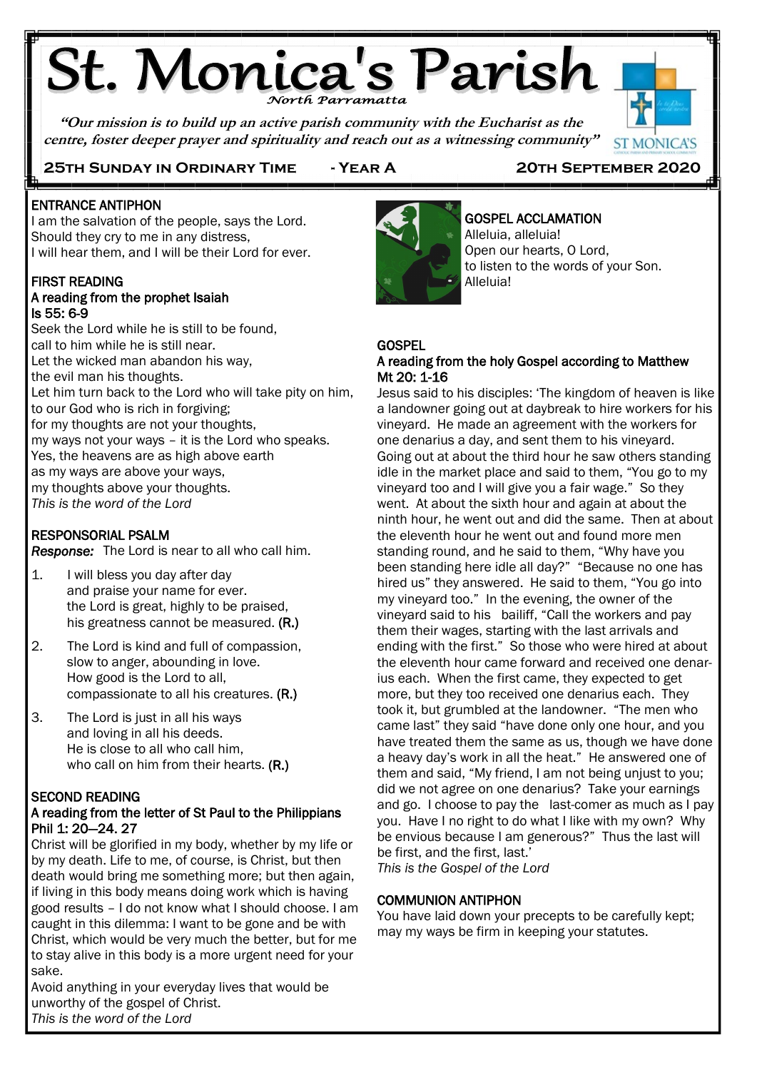# St. Monica's Parish

*North Parramatta*

*"Our mission is to build up an active parish community with the Eucharist as the centre, foster deeper prayer and spirituality and reach out as a witnessing community"*

**25TH SUNDAY IN ORDINARY TIME - YEAR A 20TH SEPTEMBER 2020**

## ENTRANCE ANTIPHON

I am the salvation of the people, says the Lord.
Should they cry to me in any distress,
I will hear them, and I will be their Lord for ever.

## FIRST READING

**A reading from the prophet Isaiah**
**Is 55: 6-9**

Seek the Lord while he is still to be found,
call to him while he is still near.
Let the wicked man abandon his way,
the evil man his thoughts.
Let him turn back to the Lord who will take pity on him,
to our God who is rich in forgiving;
for my thoughts are not your thoughts,
my ways not your ways – it is the Lord who speaks.
Yes, the heavens are as high above earth
as my ways are above your ways,
my thoughts above your thoughts.
*This is the word of the Lord*

## RESPONSORIAL PSALM

***Response:*** The Lord is near to all who call him.

1. I will bless you day after day
   and praise your name for ever.
   the Lord is great, highly to be praised,
   his greatness cannot be measured. **(R.)**
2. The Lord is kind and full of compassion,
   slow to anger, abounding in love.
   How good is the Lord to all,
   compassionate to all his creatures. **(R.)**
3. The Lord is just in all his ways
   and loving in all his deeds.
   He is close to all who call him,
   who call on him from their hearts. **(R.)**

## SECOND READING

**A reading from the letter of St Paul to the Philippians**
**Phil 1: 20—24. 27**

Christ will be glorified in my body, whether by my life or by my death. Life to me, of course, is Christ, but then death would bring me something more; but then again, if living in this body means doing work which is having good results – I do not know what I should choose. I am caught in this dilemma: I want to be gone and be with Christ, which would be very much the better, but for me to stay alive in this body is a more urgent need for your sake.

Avoid anything in your everyday lives that would be unworthy of the gospel of Christ.
*This is the word of the Lord*

## GOSPEL ACCLAMATION

Alleluia, alleluia!
Open our hearts, O Lord,
to listen to the words of your Son.
Alleluia!

## GOSPEL

**A reading from the holy Gospel according to Matthew**
**Mt 20: 1-16**

Jesus said to his disciples: 'The kingdom of heaven is like a landowner going out at daybreak to hire workers for his vineyard. He made an agreement with the workers for one denarius a day, and sent them to his vineyard. Going out at about the third hour he saw others standing idle in the market place and said to them, "You go to my vineyard too and I will give you a fair wage." So they went. At about the sixth hour and again at about the ninth hour, he went out and did the same. Then at about the eleventh hour he went out and found more men standing round, and he said to them, "Why have you been standing here idle all day?" "Because no one has hired us" they answered. He said to them, "You go into my vineyard too." In the evening, the owner of the vineyard said to his bailiff, "Call the workers and pay them their wages, starting with the last arrivals and ending with the first." So those who were hired at about the eleventh hour came forward and received one denarius each. When the first came, they expected to get more, but they too received one denarius each. They took it, but grumbled at the landowner. "The men who came last" they said "have done only one hour, and you have treated them the same as us, though we have done a heavy day's work in all the heat." He answered one of them and said, "My friend, I am not being unjust to you; did we not agree on one denarius? Take your earnings and go. I choose to pay the last-comer as much as I pay you. Have I no right to do what I like with my own? Why be envious because I am generous?" Thus the last will be first, and the first, last.'
*This is the Gospel of the Lord*

## COMMUNION ANTIPHON

You have laid down your precepts to be carefully kept;
may my ways be firm in keeping your statutes.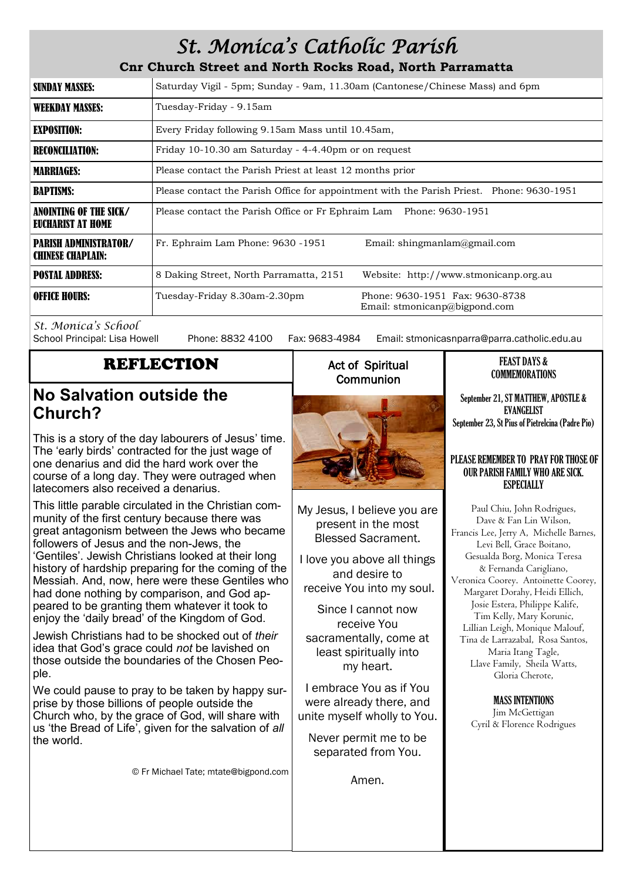# St. Monica's Catholic Parish

**Cnr Church Street and North Rocks Road, North Parramatta**

| | |
|---|---|
| **SUNDAY MASSES:** | Saturday Vigil - 5pm; Sunday - 9am, 11.30am (Cantonese/Chinese Mass) and 6pm |
| **WEEKDAY MASSES:** | Tuesday-Friday - 9.15am |
| **EXPOSITION:** | Every Friday following 9.15am Mass until 10.45am, |
| **RECONCILIATION:** | Friday 10-10.30 am Saturday - 4-4.40pm or on request |
| **MARRIAGES:** | Please contact the Parish Priest at least 12 months prior |
| **BAPTISMS:** | Please contact the Parish Office for appointment with the Parish Priest. Phone: 9630-1951 |
| **ANOINTING OF THE SICK/ EUCHARIST AT HOME** | Please contact the Parish Office or Fr Ephraim Lam Phone: 9630-1951 |
| **PARISH ADMINISTRATOR/ CHINESE CHAPLAIN:** | Fr. Ephraim Lam Phone: 9630 -1951 Email: shingmanlam@gmail.com |
| **POSTAL ADDRESS:** | 8 Daking Street, North Parramatta, 2151 Website: http://www.stmonicanp.org.au |
| **OFFICE HOURS:** | Tuesday-Friday 8.30am-2.30pm Phone: 9630-1951 Fax: 9630-8738 Email: stmonicanp@bigpond.com |

*St. Monica's School*
School Principal: Lisa Howell Phone: 8832 4100 Fax: 9683-4984 Email: stmonicasnparra@parra.catholic.edu.au

## REFLECTION

### No Salvation outside the Church?

This is a story of the day labourers of Jesus' time. The 'early birds' contracted for the just wage of one denarius and did the hard work over the course of a long day. They were outraged when latecomers also received a denarius.

This little parable circulated in the Christian community of the first century because there was great antagonism between the Jews who became followers of Jesus and the non-Jews, the 'Gentiles'. Jewish Christians looked at their long history of hardship preparing for the coming of the Messiah. And, now, here were these Gentiles who had done nothing by comparison, and God appeared to be granting them whatever it took to enjoy the 'daily bread' of the Kingdom of God.

Jewish Christians had to be shocked out of *their* idea that God's grace could *not* be lavished on those outside the boundaries of the Chosen People.

We could pause to pray to be taken by happy surprise by those billions of people outside the Church who, by the grace of God, will share with us 'the Bread of Life', given for the salvation of *all* the world.

© Fr Michael Tate; mtate@bigpond.com

## Act of Spiritual Communion

My Jesus, I believe you are present in the most Blessed Sacrament.

I love you above all things and desire to receive You into my soul.

Since I cannot now receive You sacramentally, come at least spiritually into my heart.

I embrace You as if You were already there, and unite myself wholly to You.

Never permit me to be separated from You.

Amen.

## FEAST DAYS & COMMEMORATIONS

**September 21, ST MATTHEW, APOSTLE & EVANGELIST**
**September 23, St Pius of Pietrelcina (Padre Pio)**

**PLEASE REMEMBER TO PRAY FOR THOSE OF OUR PARISH FAMILY WHO ARE SICK. ESPECIALLY**

Paul Chiu, John Rodrigues, Dave & Fan Lin Wilson, Francis Lee, Jerry A, Michelle Barnes, Levi Bell, Grace Boitano, Gesualda Borg, Monica Teresa & Fernanda Carigliano, Veronica Coorey. Antoinette Coorey, Margaret Dorahy, Heidi Ellich, Josie Estera, Philippe Kalife, Tim Kelly, Mary Korunic, Lillian Leigh, Monique Malouf, Tina de Larrazabal, Rosa Santos, Maria Itang Tagle, Llave Family, Sheila Watts, Gloria Cherote,

**MASS INTENTIONS**

Jim McGettigan
Cyril & Florence Rodrigues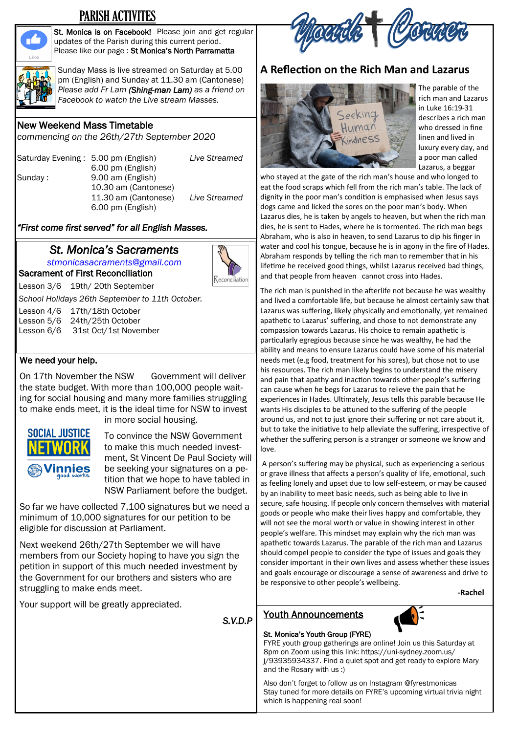# PARISH ACTIVITES

**St. Monica is on Facebook!** Please join and get regular updates of the Parish during this current period.
Please like our page : **St Monica's North Parramatta**

Sunday Mass is live streamed on Saturday at 5.00 pm (English) and Sunday at 11.30 am (Cantonese)
*Please add Fr Lam **(Shing-man Lam)** as a friend on Facebook to watch the Live stream Masses.*

## New Weekend Mass Timetable

*commencing on the 26th/27th September 2020*

| | | |
|---|---|---|
| Saturday Evening : | 5.00 pm (English) | *Live Streamed* |
| | 6.00 pm (English) | |
| Sunday : | 9.00 am (English) | |
| | 10.30 am (Cantonese) | |
| | 11.30 am (Cantonese) | *Live Streamed* |
| | 6.00 pm (English) | |

*"First come first served" for all English Masses.*

## *St. Monica's Sacraments*

*stmonicasacraments@gmail.com*

**Sacrament of First Reconciliation**

Lesson 3/6 19th/ 20th September

*School Holidays 26th September to 11th October.*

Lesson 4/6 17th/18th October
Lesson 5/6 24th/25th October
Lesson 6/6 31st Oct/1st November

## We need your help.

On 17th November the NSW Government will deliver the state budget. With more than 100,000 people waiting for social housing and many more families struggling to make ends meet, it is the ideal time for NSW to invest in more social housing.

SOCIAL JUSTICE NETWORK
Vinnies good works

To convince the NSW Government to make this much needed investment, St Vincent De Paul Society will be seeking your signatures on a petition that we hope to have tabled in NSW Parliament before the budget.

So far we have collected 7,100 signatures but we need a minimum of 10,000 signatures for our petition to be eligible for discussion at Parliament.

Next weekend 26th/27th September we will have members from our Society hoping to have you sign the petition in support of this much needed investment by the Government for our brothers and sisters who are struggling to make ends meet.

Your support will be greatly appreciated.

*S.V.D.P*

# Youth Corner

## A Reflection on the Rich Man and Lazarus

The parable of the rich man and Lazarus in Luke 16:19-31 describes a rich man who dressed in fine linen and lived in luxury every day, and a poor man called Lazarus, a beggar who stayed at the gate of the rich man's house and who longed to eat the food scraps which fell from the rich man's table. The lack of dignity in the poor man's condition is emphasised when Jesus says dogs came and licked the sores on the poor man's body. When Lazarus dies, he is taken by angels to heaven, but when the rich man dies, he is sent to Hades, where he is tormented. The rich man begs Abraham, who is also in heaven, to send Lazarus to dip his finger in water and cool his tongue, because he is in agony in the fire of Hades. Abraham responds by telling the rich man to remember that in his lifetime he received good things, whilst Lazarus received bad things, and that people from heaven cannot cross into Hades.

The rich man is punished in the afterlife not because he was wealthy and lived a comfortable life, but because he almost certainly saw that Lazarus was suffering, likely physically and emotionally, yet remained apathetic to Lazarus' suffering, and chose to not demonstrate any compassion towards Lazarus. His choice to remain apathetic is particularly egregious because since he was wealthy, he had the ability and means to ensure Lazarus could have some of his material needs met (e.g food, treatment for his sores), but chose not to use his resources. The rich man likely begins to understand the misery and pain that apathy and inaction towards other people's suffering can cause when he begs for Lazarus to relieve the pain that he experiences in Hades. Ultimately, Jesus tells this parable because He wants His disciples to be attuned to the suffering of the people around us, and not to just ignore their suffering or not care about it, but to take the initiative to help alleviate the suffering, irrespective of whether the suffering person is a stranger or someone we know and love.

A person's suffering may be physical, such as experiencing a serious or grave illness that affects a person's quality of life, emotional, such as feeling lonely and upset due to low self-esteem, or may be caused by an inability to meet basic needs, such as being able to live in secure, safe housing. If people only concern themselves with material goods or people who make their lives happy and comfortable, they will not see the moral worth or value in showing interest in other people's welfare. This mindset may explain why the rich man was apathetic towards Lazarus. The parable of the rich man and Lazarus should compel people to consider the type of issues and goals they consider important in their own lives and assess whether these issues and goals encourage or discourage a sense of awareness and drive to be responsive to other people's wellbeing.

**-Rachel**

## Youth Announcements

**St. Monica's Youth Group (FYRE)**
FYRE youth group gatherings are online! Join us this Saturday at 8pm on Zoom using this link: https://uni-sydney.zoom.us/j/93935934337. Find a quiet spot and get ready to explore Mary and the Rosary with us :)

Also don't forget to follow us on Instagram @fyrestmonicas
Stay tuned for more details on FYRE's upcoming virtual trivia night which is happening real soon!